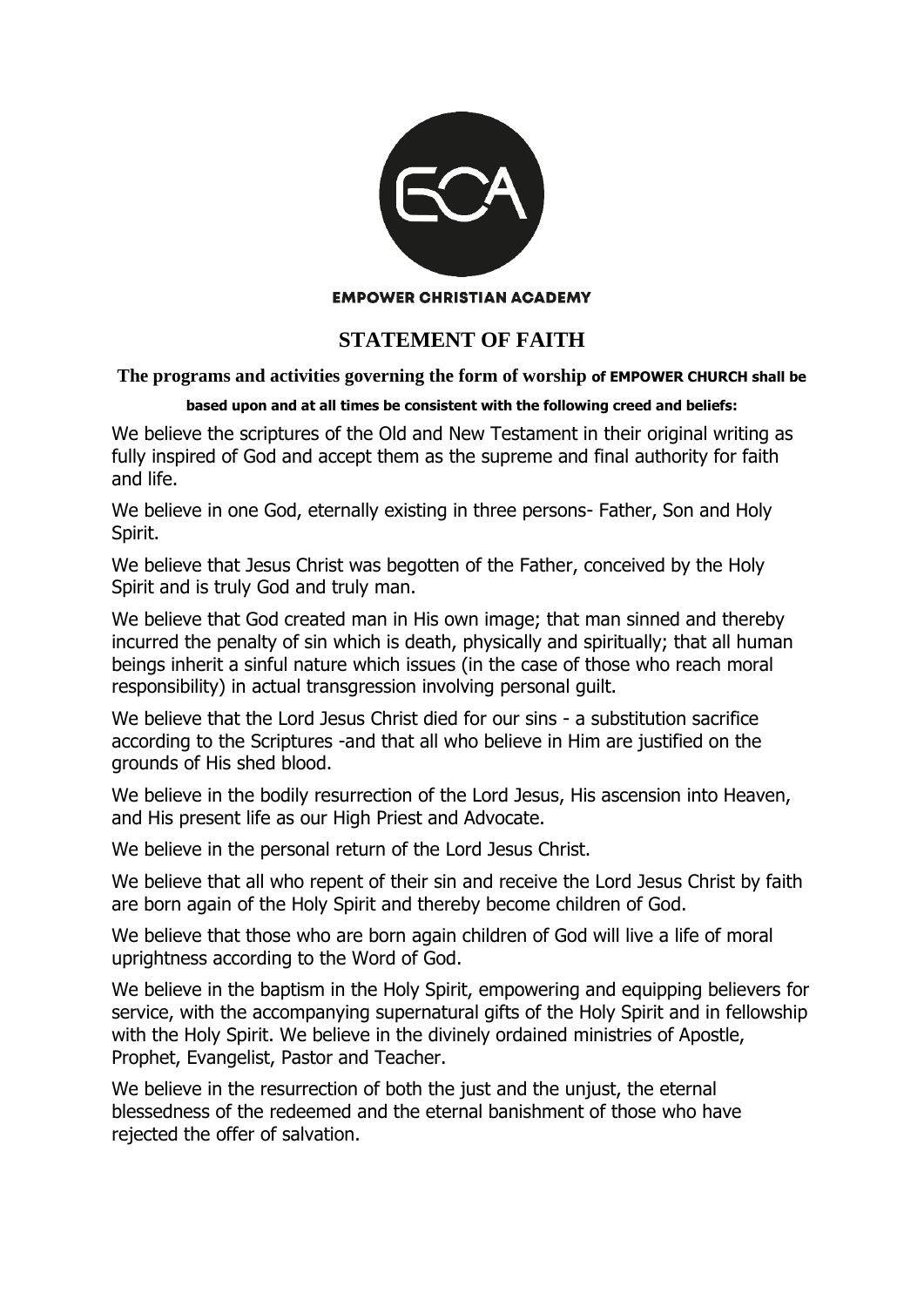**EMPOWER CHRISTIAN ACADEMY**

# STATEMENT OF FAITH

**The programs and activities governing the form of worship of EMPOWER CHURCH shall be based upon and at all times be consistent with the following creed and beliefs:**

We believe the scriptures of the Old and New Testament in their original writing as fully inspired of God and accept them as the supreme and final authority for faith and life.

We believe in one God, eternally existing in three persons- Father, Son and Holy Spirit.

We believe that Jesus Christ was begotten of the Father, conceived by the Holy Spirit and is truly God and truly man.

We believe that God created man in His own image; that man sinned and thereby incurred the penalty of sin which is death, physically and spiritually; that all human beings inherit a sinful nature which issues (in the case of those who reach moral responsibility) in actual transgression involving personal guilt.

We believe that the Lord Jesus Christ died for our sins - a substitution sacrifice according to the Scriptures -and that all who believe in Him are justified on the grounds of His shed blood.

We believe in the bodily resurrection of the Lord Jesus, His ascension into Heaven, and His present life as our High Priest and Advocate.

We believe in the personal return of the Lord Jesus Christ.

We believe that all who repent of their sin and receive the Lord Jesus Christ by faith are born again of the Holy Spirit and thereby become children of God.

We believe that those who are born again children of God will live a life of moral uprightness according to the Word of God.

We believe in the baptism in the Holy Spirit, empowering and equipping believers for service, with the accompanying supernatural gifts of the Holy Spirit and in fellowship with the Holy Spirit. We believe in the divinely ordained ministries of Apostle, Prophet, Evangelist, Pastor and Teacher.

We believe in the resurrection of both the just and the unjust, the eternal blessedness of the redeemed and the eternal banishment of those who have rejected the offer of salvation.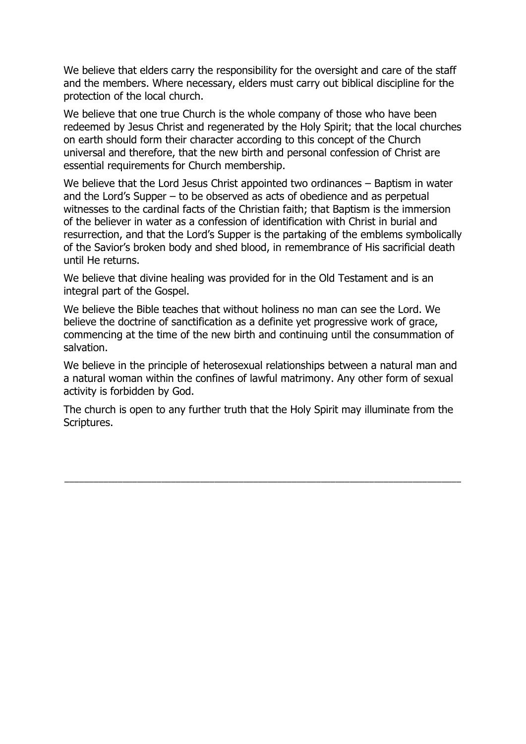We believe that elders carry the responsibility for the oversight and care of the staff and the members. Where necessary, elders must carry out biblical discipline for the protection of the local church.

We believe that one true Church is the whole company of those who have been redeemed by Jesus Christ and regenerated by the Holy Spirit; that the local churches on earth should form their character according to this concept of the Church universal and therefore, that the new birth and personal confession of Christ are essential requirements for Church membership.

We believe that the Lord Jesus Christ appointed two ordinances – Baptism in water and the Lord's Supper – to be observed as acts of obedience and as perpetual witnesses to the cardinal facts of the Christian faith; that Baptism is the immersion of the believer in water as a confession of identification with Christ in burial and resurrection, and that the Lord's Supper is the partaking of the emblems symbolically of the Savior's broken body and shed blood, in remembrance of His sacrificial death until He returns.

We believe that divine healing was provided for in the Old Testament and is an integral part of the Gospel.

We believe the Bible teaches that without holiness no man can see the Lord. We believe the doctrine of sanctification as a definite yet progressive work of grace, commencing at the time of the new birth and continuing until the consummation of salvation.

We believe in the principle of heterosexual relationships between a natural man and a natural woman within the confines of lawful matrimony. Any other form of sexual activity is forbidden by God.

The church is open to any further truth that the Holy Spirit may illuminate from the Scriptures.

---